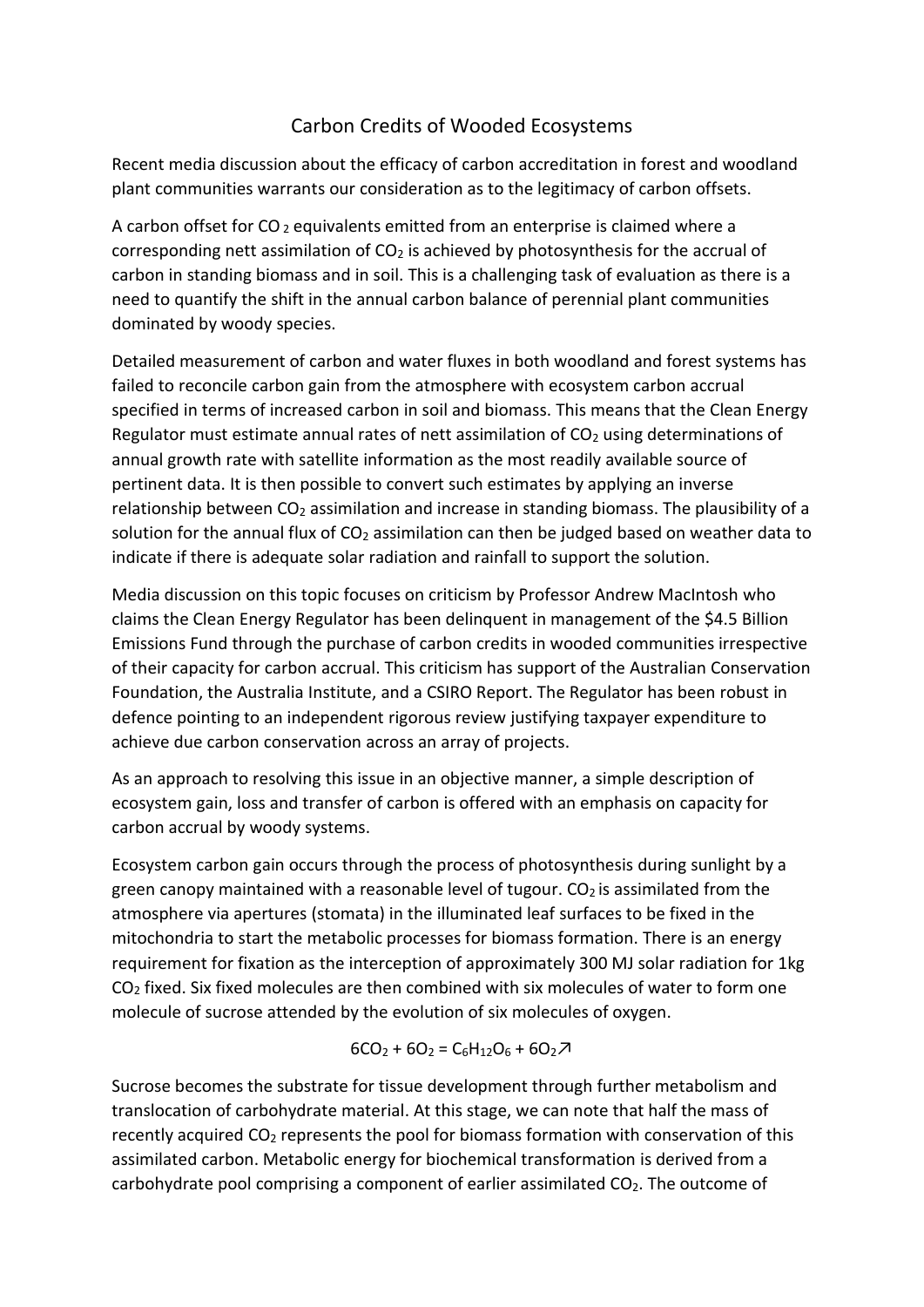# Carbon Credits of Wooded Ecosystems

Recent media discussion about the efficacy of carbon accreditation in forest and woodland plant communities warrants our consideration as to the legitimacy of carbon offsets.

A carbon offset for $CO_2$ equivalents emitted from an enterprise is claimed where a corresponding nett assimilation of $CO_2$ is achieved by photosynthesis for the accrual of carbon in standing biomass and in soil. This is a challenging task of evaluation as there is a need to quantify the shift in the annual carbon balance of perennial plant communities dominated by woody species.

Detailed measurement of carbon and water fluxes in both woodland and forest systems has failed to reconcile carbon gain from the atmosphere with ecosystem carbon accrual specified in terms of increased carbon in soil and biomass. This means that the Clean Energy Regulator must estimate annual rates of nett assimilation of $CO_2$ using determinations of annual growth rate with satellite information as the most readily available source of pertinent data. It is then possible to convert such estimates by applying an inverse relationship between $CO_2$ assimilation and increase in standing biomass. The plausibility of a solution for the annual flux of $CO_2$ assimilation can then be judged based on weather data to indicate if there is adequate solar radiation and rainfall to support the solution.

Media discussion on this topic focuses on criticism by Professor Andrew MacIntosh who claims the Clean Energy Regulator has been delinquent in management of the $4.5 Billion Emissions Fund through the purchase of carbon credits in wooded communities irrespective of their capacity for carbon accrual. This criticism has support of the Australian Conservation Foundation, the Australia Institute, and a CSIRO Report. The Regulator has been robust in defence pointing to an independent rigorous review justifying taxpayer expenditure to achieve due carbon conservation across an array of projects.

As an approach to resolving this issue in an objective manner, a simple description of ecosystem gain, loss and transfer of carbon is offered with an emphasis on capacity for carbon accrual by woody systems.

Ecosystem carbon gain occurs through the process of photosynthesis during sunlight by a green canopy maintained with a reasonable level of tugour. $CO_2$ is assimilated from the atmosphere via apertures (stomata) in the illuminated leaf surfaces to be fixed in the mitochondria to start the metabolic processes for biomass formation. There is an energy requirement for fixation as the interception of approximately 300 MJ solar radiation for 1kg $CO_2$ fixed. Six fixed molecules are then combined with six molecules of water to form one molecule of sucrose attended by the evolution of six molecules of oxygen.

$$6CO_2 + 6O_2 = C_6H_{12}O_6 + 6O_2\nearrow$$

Sucrose becomes the substrate for tissue development through further metabolism and translocation of carbohydrate material. At this stage, we can note that half the mass of recently acquired $CO_2$ represents the pool for biomass formation with conservation of this assimilated carbon. Metabolic energy for biochemical transformation is derived from a carbohydrate pool comprising a component of earlier assimilated $CO_2$. The outcome of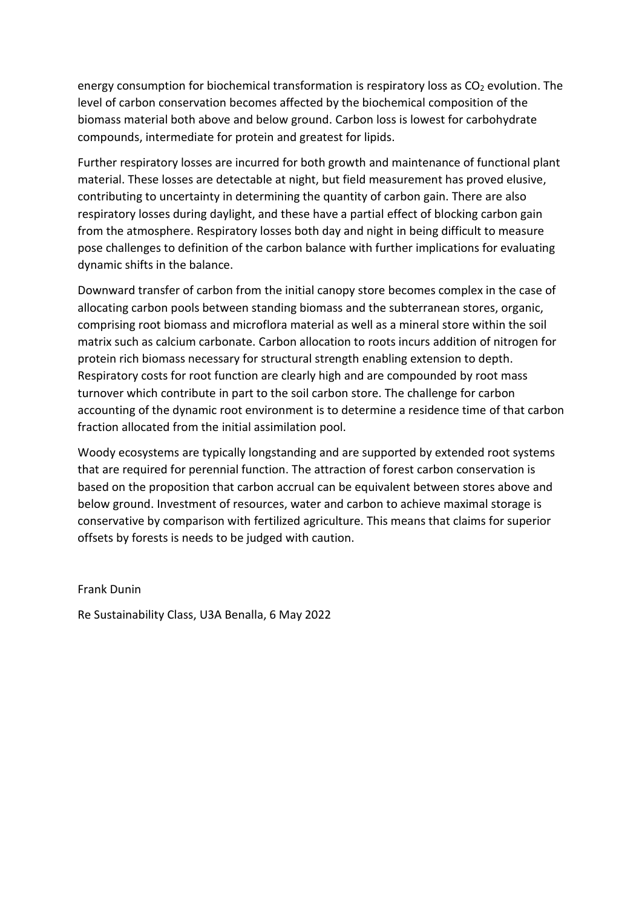energy consumption for biochemical transformation is respiratory loss as $CO_2$ evolution. The level of carbon conservation becomes affected by the biochemical composition of the biomass material both above and below ground. Carbon loss is lowest for carbohydrate compounds, intermediate for protein and greatest for lipids.

Further respiratory losses are incurred for both growth and maintenance of functional plant material. These losses are detectable at night, but field measurement has proved elusive, contributing to uncertainty in determining the quantity of carbon gain. There are also respiratory losses during daylight, and these have a partial effect of blocking carbon gain from the atmosphere. Respiratory losses both day and night in being difficult to measure pose challenges to definition of the carbon balance with further implications for evaluating dynamic shifts in the balance.

Downward transfer of carbon from the initial canopy store becomes complex in the case of allocating carbon pools between standing biomass and the subterranean stores, organic, comprising root biomass and microflora material as well as a mineral store within the soil matrix such as calcium carbonate. Carbon allocation to roots incurs addition of nitrogen for protein rich biomass necessary for structural strength enabling extension to depth. Respiratory costs for root function are clearly high and are compounded by root mass turnover which contribute in part to the soil carbon store. The challenge for carbon accounting of the dynamic root environment is to determine a residence time of that carbon fraction allocated from the initial assimilation pool.

Woody ecosystems are typically longstanding and are supported by extended root systems that are required for perennial function. The attraction of forest carbon conservation is based on the proposition that carbon accrual can be equivalent between stores above and below ground. Investment of resources, water and carbon to achieve maximal storage is conservative by comparison with fertilized agriculture. This means that claims for superior offsets by forests is needs to be judged with caution.

Frank Dunin

Re Sustainability Class, U3A Benalla, 6 May 2022